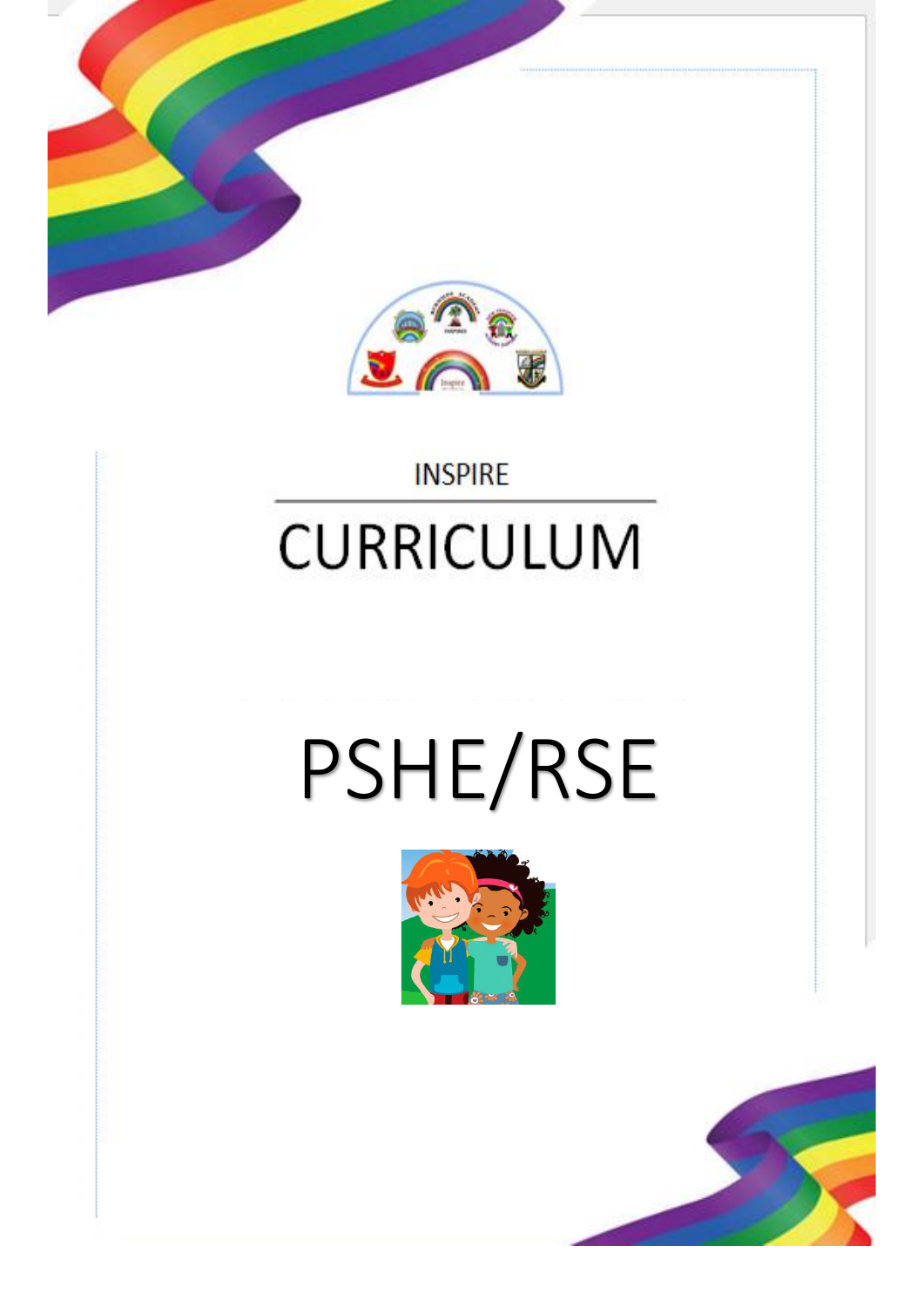INSPIRE

# CURRICULUM

# PSHE/RSE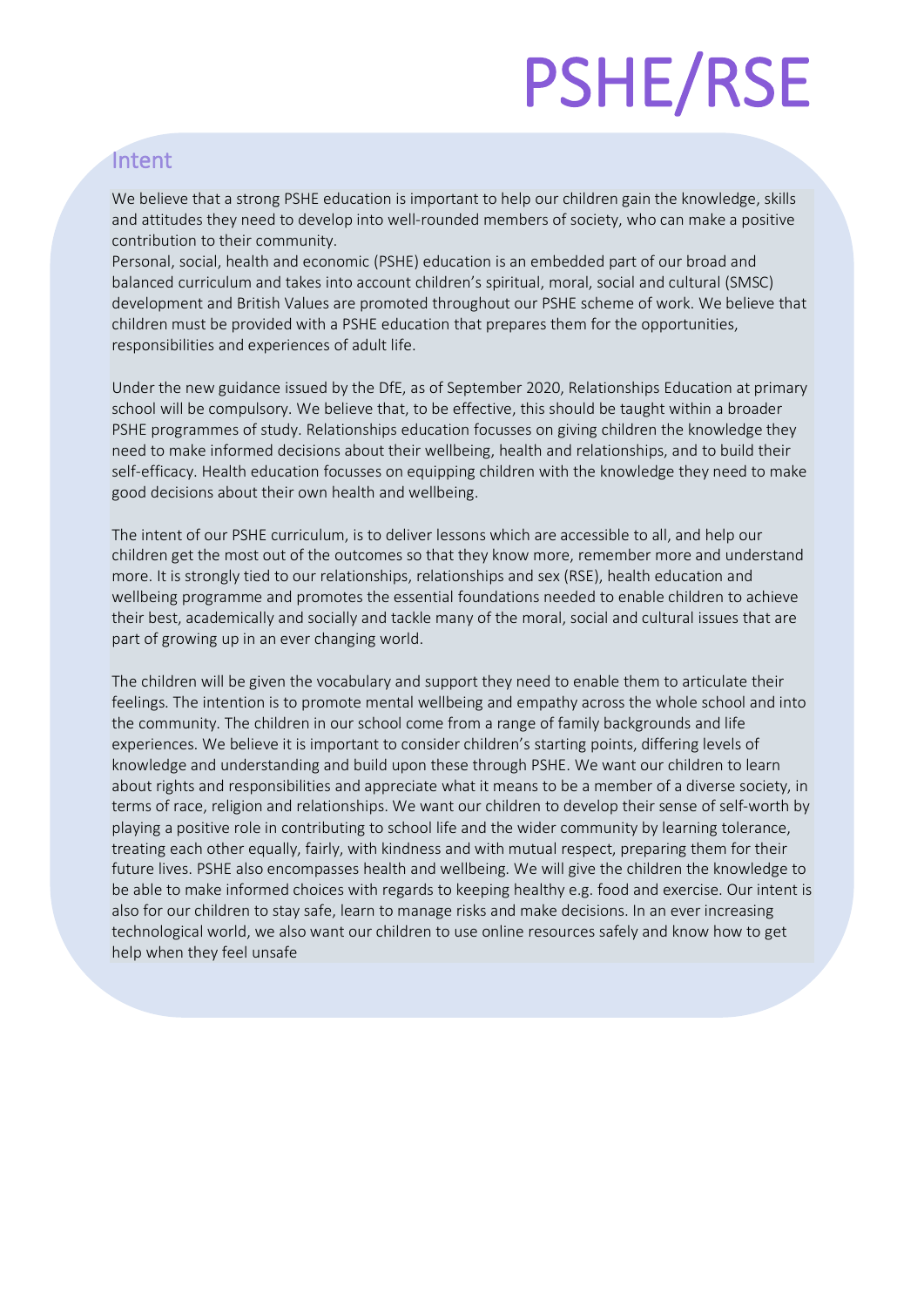# PSHE/RSE

## Intent

We believe that a strong PSHE education is important to help our children gain the knowledge, skills and attitudes they need to develop into well-rounded members of society, who can make a positive contribution to their community.
Personal, social, health and economic (PSHE) education is an embedded part of our broad and balanced curriculum and takes into account children's spiritual, moral, social and cultural (SMSC) development and British Values are promoted throughout our PSHE scheme of work. We believe that children must be provided with a PSHE education that prepares them for the opportunities, responsibilities and experiences of adult life.

Under the new guidance issued by the DfE, as of September 2020, Relationships Education at primary school will be compulsory. We believe that, to be effective, this should be taught within a broader PSHE programmes of study. Relationships education focusses on giving children the knowledge they need to make informed decisions about their wellbeing, health and relationships, and to build their self-efficacy. Health education focusses on equipping children with the knowledge they need to make good decisions about their own health and wellbeing.

The intent of our PSHE curriculum, is to deliver lessons which are accessible to all, and help our children get the most out of the outcomes so that they know more, remember more and understand more. It is strongly tied to our relationships, relationships and sex (RSE), health education and wellbeing programme and promotes the essential foundations needed to enable children to achieve their best, academically and socially and tackle many of the moral, social and cultural issues that are part of growing up in an ever changing world.

The children will be given the vocabulary and support they need to enable them to articulate their feelings. The intention is to promote mental wellbeing and empathy across the whole school and into the community. The children in our school come from a range of family backgrounds and life experiences. We believe it is important to consider children's starting points, differing levels of knowledge and understanding and build upon these through PSHE. We want our children to learn about rights and responsibilities and appreciate what it means to be a member of a diverse society, in terms of race, religion and relationships. We want our children to develop their sense of self-worth by playing a positive role in contributing to school life and the wider community by learning tolerance, treating each other equally, fairly, with kindness and with mutual respect, preparing them for their future lives. PSHE also encompasses health and wellbeing. We will give the children the knowledge to be able to make informed choices with regards to keeping healthy e.g. food and exercise. Our intent is also for our children to stay safe, learn to manage risks and make decisions. In an ever increasing technological world, we also want our children to use online resources safely and know how to get help when they feel unsafe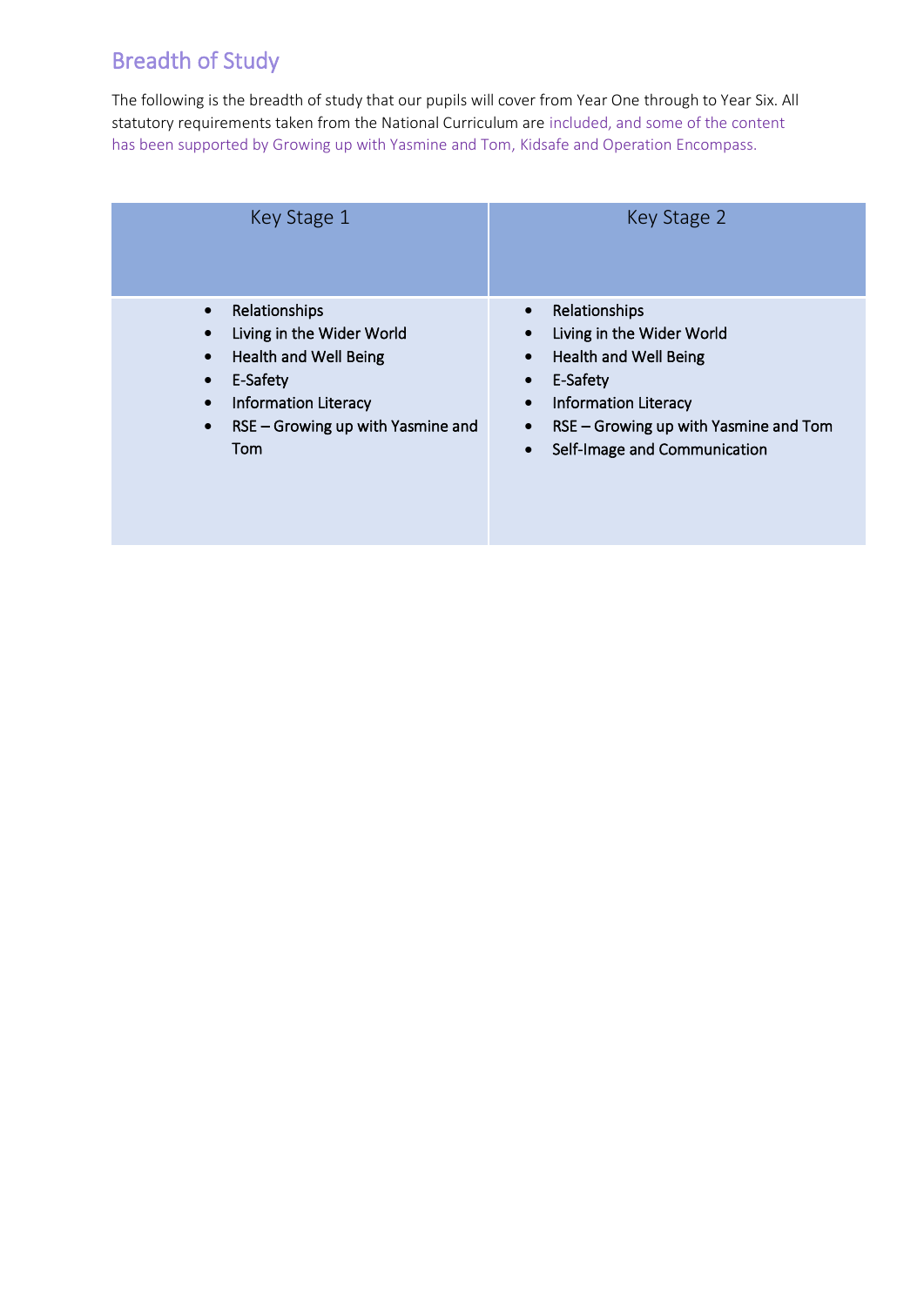## Breadth of Study

The following is the breadth of study that our pupils will cover from Year One through to Year Six. All statutory requirements taken from the National Curriculum are included, and some of the content has been supported by Growing up with Yasmine and Tom, Kidsafe and Operation Encompass.

| Key Stage 1 | Key Stage 2 |
|---|---|
| • Relationships<br>• Living in the Wider World<br>• Health and Well Being<br>• E-Safety<br>• Information Literacy<br>• RSE – Growing up with Yasmine and Tom | • Relationships<br>• Living in the Wider World<br>• Health and Well Being<br>• E-Safety<br>• Information Literacy<br>• RSE – Growing up with Yasmine and Tom<br>• Self-Image and Communication |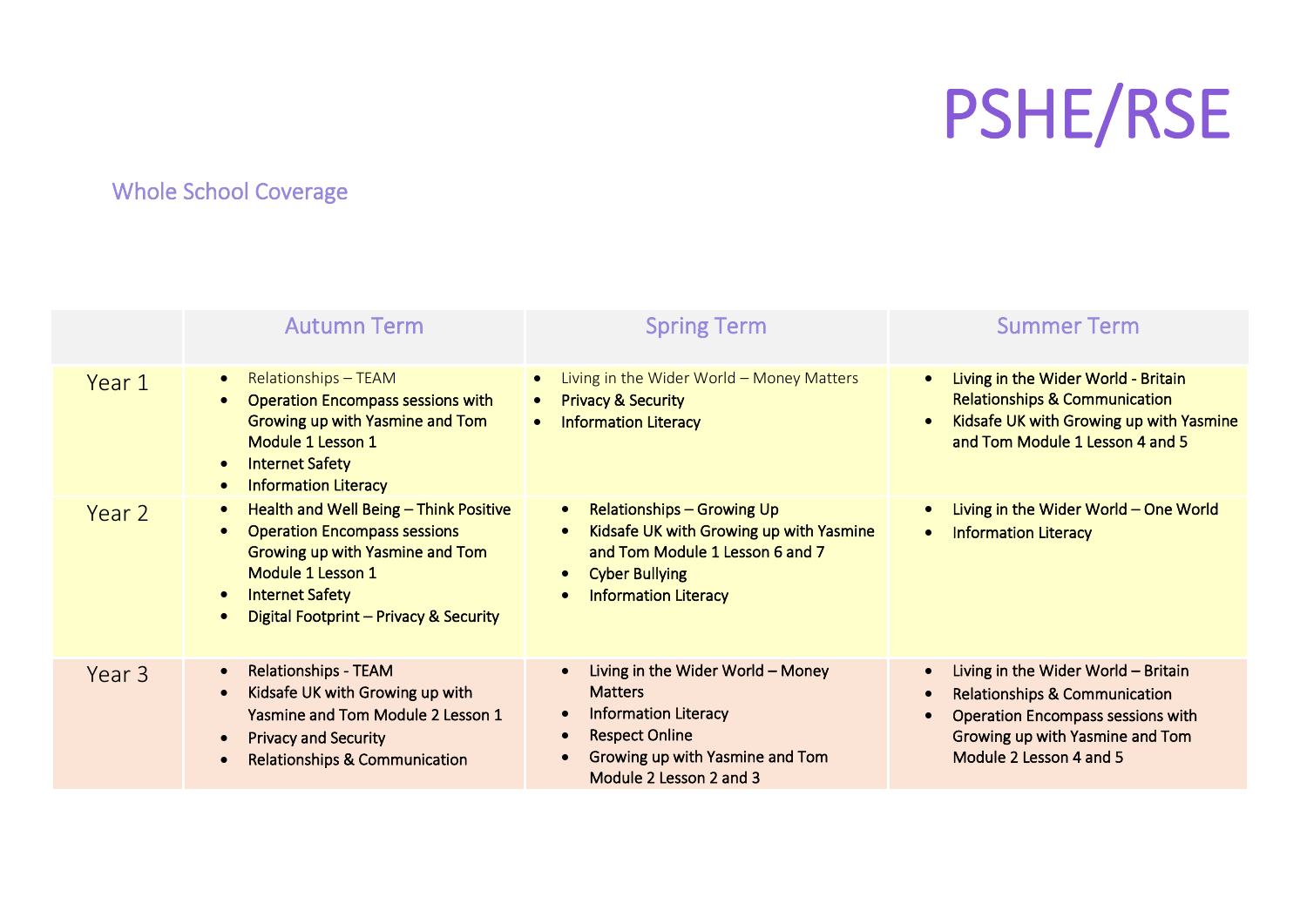# PSHE/RSE

## Whole School Coverage

| | Autumn Term | Spring Term | Summer Term |
|---|---|---|---|
| Year 1 | • Relationships – TEAM<br>• Operation Encompass sessions with Growing up with Yasmine and Tom Module 1 Lesson 1<br>• Internet Safety<br>• Information Literacy | • Living in the Wider World – Money Matters<br>• Privacy & Security<br>• Information Literacy | • Living in the Wider World - Britain Relationships & Communication<br>• Kidsafe UK with Growing up with Yasmine and Tom Module 1 Lesson 4 and 5 |
| Year 2 | • Health and Well Being – Think Positive<br>• Operation Encompass sessions Growing up with Yasmine and Tom Module 1 Lesson 1<br>• Internet Safety<br>• Digital Footprint – Privacy & Security | • Relationships – Growing Up<br>• Kidsafe UK with Growing up with Yasmine and Tom Module 1 Lesson 6 and 7<br>• Cyber Bullying<br>• Information Literacy | • Living in the Wider World – One World<br>• Information Literacy |
| Year 3 | • Relationships - TEAM<br>• Kidsafe UK with Growing up with Yasmine and Tom Module 2 Lesson 1<br>• Privacy and Security<br>• Relationships & Communication | • Living in the Wider World – Money Matters<br>• Information Literacy<br>• Respect Online<br>• Growing up with Yasmine and Tom Module 2 Lesson 2 and 3 | • Living in the Wider World – Britain<br>• Relationships & Communication<br>• Operation Encompass sessions with Growing up with Yasmine and Tom Module 2 Lesson 4 and 5 |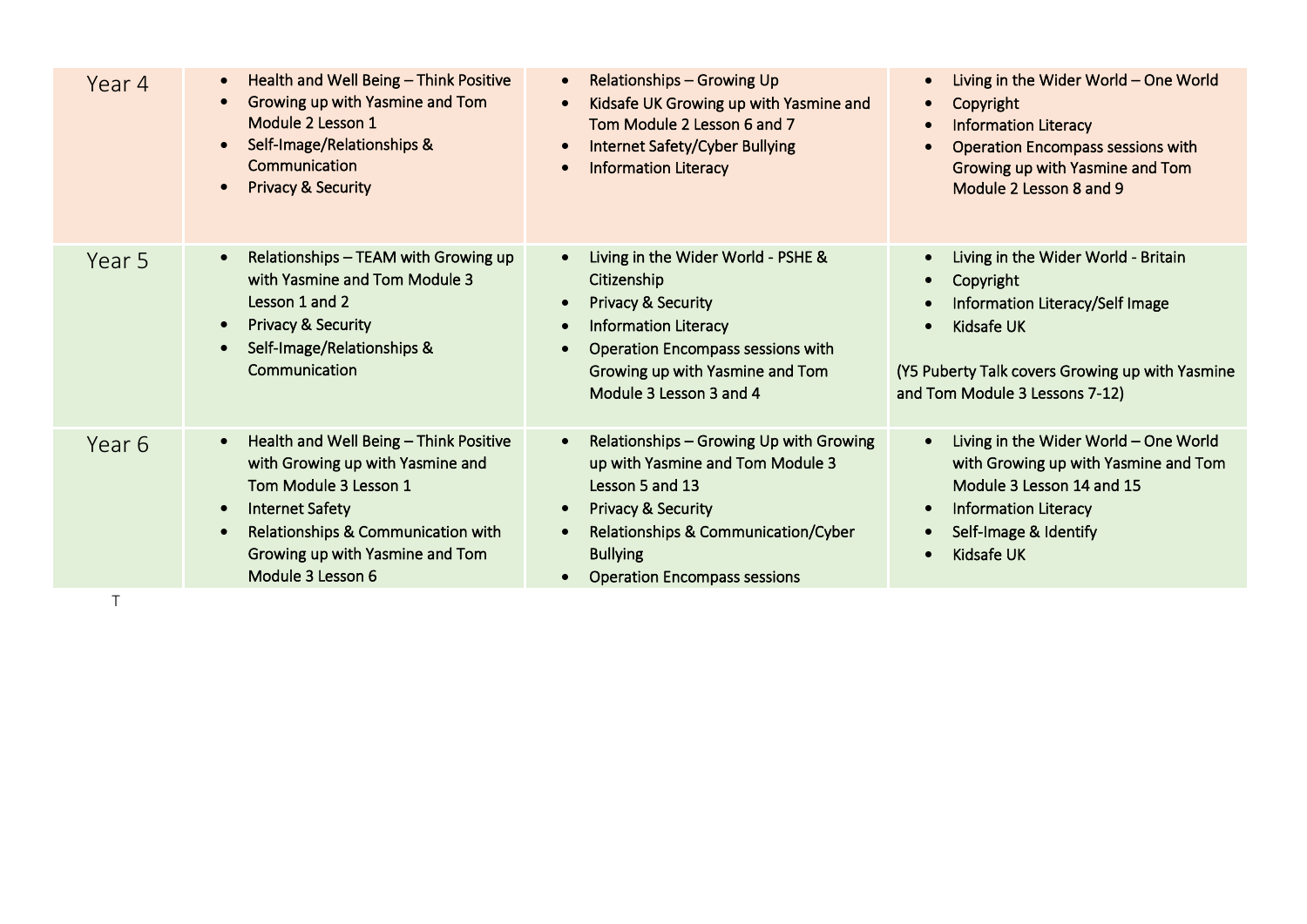| | | | |
|---|---|---|---|
| Year 4 | • Health and Well Being – Think Positive<br>• Growing up with Yasmine and Tom Module 2 Lesson 1<br>• Self-Image/Relationships & Communication<br>• Privacy & Security | • Relationships – Growing Up<br>• Kidsafe UK Growing up with Yasmine and Tom Module 2 Lesson 6 and 7<br>• Internet Safety/Cyber Bullying<br>• Information Literacy | • Living in the Wider World – One World<br>• Copyright<br>• Information Literacy<br>• Operation Encompass sessions with Growing up with Yasmine and Tom Module 2 Lesson 8 and 9 |
| Year 5 | • Relationships – TEAM with Growing up with Yasmine and Tom Module 3 Lesson 1 and 2<br>• Privacy & Security<br>• Self-Image/Relationships & Communication | • Living in the Wider World - PSHE & Citizenship<br>• Privacy & Security<br>• Information Literacy<br>• Operation Encompass sessions with Growing up with Yasmine and Tom Module 3 Lesson 3 and 4 | • Living in the Wider World - Britain<br>• Copyright<br>• Information Literacy/Self Image<br>• Kidsafe UK<br><br>(Y5 Puberty Talk covers Growing up with Yasmine and Tom Module 3 Lessons 7-12) |
| Year 6 | • Health and Well Being – Think Positive with Growing up with Yasmine and Tom Module 3 Lesson 1<br>• Internet Safety<br>• Relationships & Communication with Growing up with Yasmine and Tom Module 3 Lesson 6 | • Relationships – Growing Up with Growing up with Yasmine and Tom Module 3 Lesson 5 and 13<br>• Privacy & Security<br>• Relationships & Communication/Cyber Bullying<br>• Operation Encompass sessions | • Living in the Wider World – One World with Growing up with Yasmine and Tom Module 3 Lesson 14 and 15<br>• Information Literacy<br>• Self-Image & Identify<br>• Kidsafe UK |

T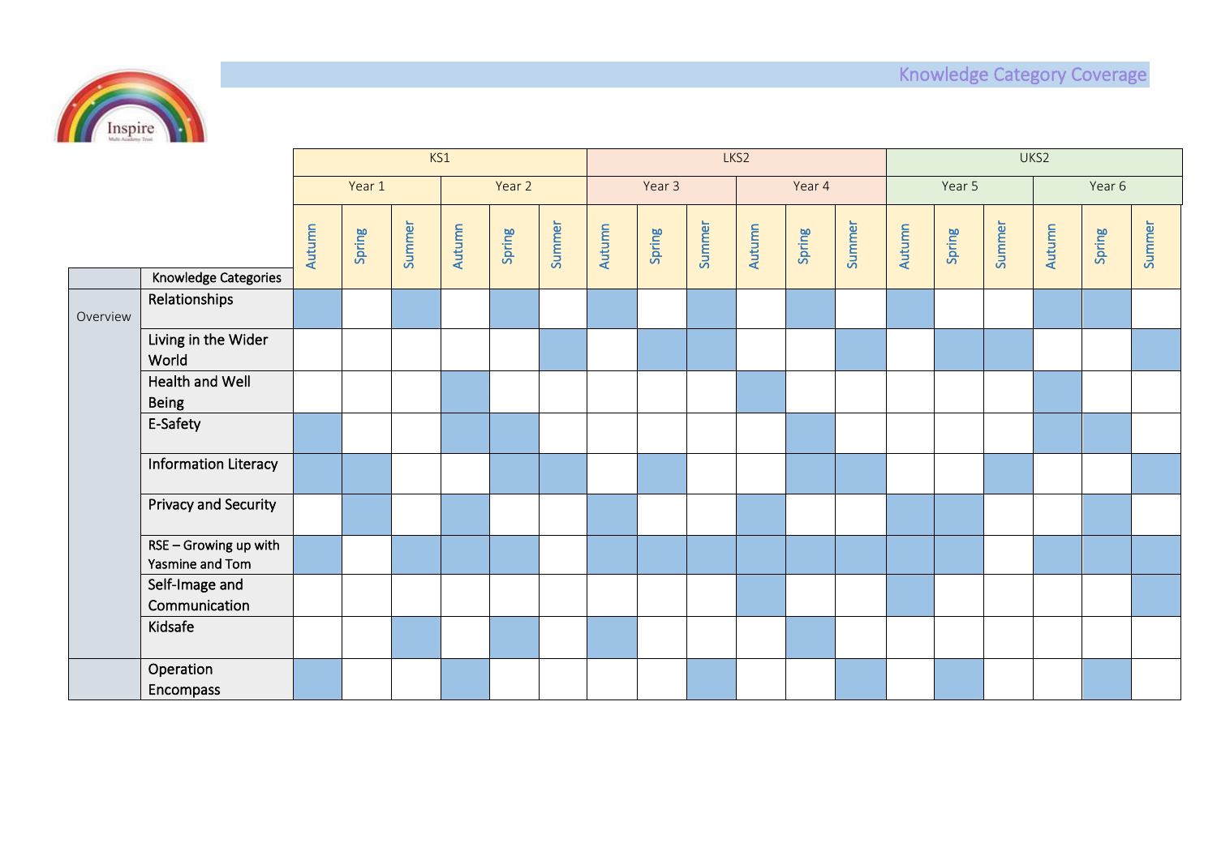# Knowledge Category Coverage

(■ = shaded / covered)

| | | KS1 | | | | | | LKS2 | | | | | | UKS2 | | | | | |
|---|---|---|---|---|---|---|---|---|---|---|---|---|---|---|---|---|---|---|---|
| | | Year 1 | | | Year 2 | | | Year 3 | | | Year 4 | | | Year 5 | | | Year 6 | | |
| | **Knowledge Categories** | Autumn | Spring | Summer | Autumn | Spring | Summer | Autumn | Spring | Summer | Autumn | Spring | Summer | Autumn | Spring | Summer | Autumn | Spring | Summer |
| Overview | Relationships | ■ | | ■ | | ■ | | ■ | | ■ | | ■ | | ■ | | | ■ | ■ | |
| | Living in the Wider World | | | | | | ■ | | ■ | ■ | | | ■ | | ■ | ■ | | | ■ |
| | Health and Well Being | | | | ■ | | | | | | ■ | | | | | | ■ | | |
| | E-Safety | ■ | | | ■ | ■ | | | | | | ■ | | | | | ■ | ■ | |
| | Information Literacy | ■ | ■ | | | ■ | ■ | | ■ | | | ■ | ■ | | | ■ | | | ■ |
| | Privacy and Security | | ■ | | ■ | | | ■ | | | ■ | | | ■ | ■ | | | ■ | |
| | RSE – Growing up with Yasmine and Tom | ■ | | ■ | ■ | ■ | | ■ | ■ | ■ | ■ | ■ | ■ | ■ | ■ | | ■ | ■ | ■ |
| | Self-Image and Communication | | | | | | | | | | ■ | | | ■ | | | | | ■ |
| | Kidsafe | | | ■ | | ■ | | ■ | | | | ■ | | | | | | | |
| | Operation Encompass | ■ | | | ■ | | | | | ■ | | | ■ | | ■ | | | ■ | |